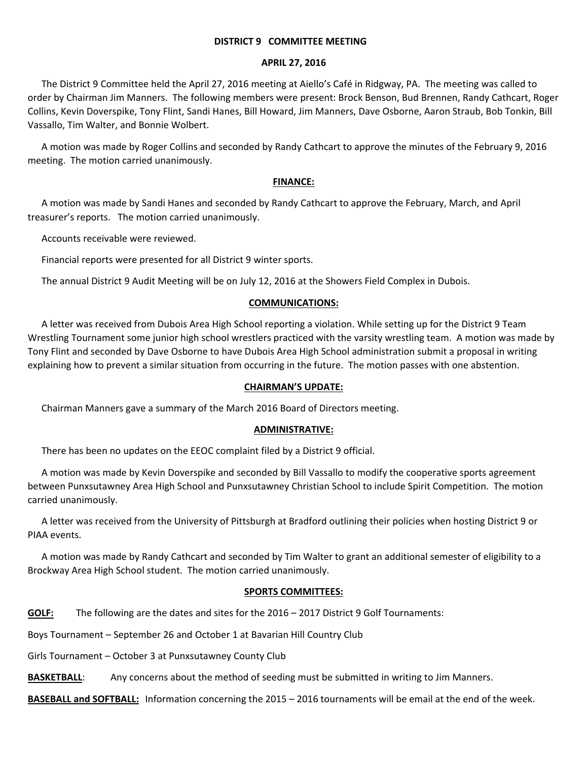# DISTRICT 9 COMMITTEE MEETING

## APRIL 27, 2016

The District 9 Committee held the April 27, 2016 meeting at Aiello's Café in Ridgway, PA. The meeting was called to order by Chairman Jim Manners. The following members were present: Brock Benson, Bud Brennen, Randy Cathcart, Roger Collins, Kevin Doverspike, Tony Flint, Sandi Hanes, Bill Howard, Jim Manners, Dave Osborne, Aaron Straub, Bob Tonkin, Bill Vassallo, Tim Walter, and Bonnie Wolbert.

A motion was made by Roger Collins and seconded by Randy Cathcart to approve the minutes of the February 9, 2016 meeting. The motion carried unanimously.

### FINANCE:

A motion was made by Sandi Hanes and seconded by Randy Cathcart to approve the February, March, and April treasurer's reports. The motion carried unanimously.

Accounts receivable were reviewed.

Financial reports were presented for all District 9 winter sports.

The annual District 9 Audit Meeting will be on July 12, 2016 at the Showers Field Complex in Dubois.

### COMMUNICATIONS:

A letter was received from Dubois Area High School reporting a violation. While setting up for the District 9 Team Wrestling Tournament some junior high school wrestlers practiced with the varsity wrestling team. A motion was made by Tony Flint and seconded by Dave Osborne to have Dubois Area High School administration submit a proposal in writing explaining how to prevent a similar situation from occurring in the future. The motion passes with one abstention.

### CHAIRMAN'S UPDATE:

Chairman Manners gave a summary of the March 2016 Board of Directors meeting.

### ADMINISTRATIVE:

There has been no updates on the EEOC complaint filed by a District 9 official.

A motion was made by Kevin Doverspike and seconded by Bill Vassallo to modify the cooperative sports agreement between Punxsutawney Area High School and Punxsutawney Christian School to include Spirit Competition. The motion carried unanimously.

A letter was received from the University of Pittsburgh at Bradford outlining their policies when hosting District 9 or PIAA events.

A motion was made by Randy Cathcart and seconded by Tim Walter to grant an additional semester of eligibility to a Brockway Area High School student. The motion carried unanimously.

### SPORTS COMMITTEES:

**GOLF:** The following are the dates and sites for the 2016 – 2017 District 9 Golf Tournaments:

Boys Tournament – September 26 and October 1 at Bavarian Hill Country Club

Girls Tournament – October 3 at Punxsutawney County Club

**BASKETBALL**: Any concerns about the method of seeding must be submitted in writing to Jim Manners.

**BASEBALL and SOFTBALL:** Information concerning the 2015 – 2016 tournaments will be email at the end of the week.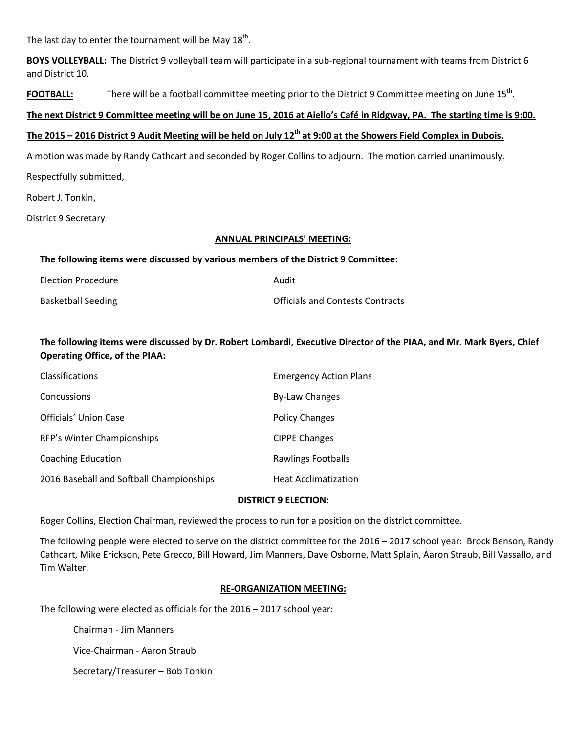The last day to enter the tournament will be May 18th.

**BOYS VOLLEYBALL:** The District 9 volleyball team will participate in a sub-regional tournament with teams from District 6 and District 10.

**FOOTBALL:** There will be a football committee meeting prior to the District 9 Committee meeting on June 15th.

**The next District 9 Committee meeting will be on June 15, 2016 at Aiello's Café in Ridgway, PA. The starting time is 9:00.**

**The 2015 – 2016 District 9 Audit Meeting will be held on July 12th at 9:00 at the Showers Field Complex in Dubois.**

A motion was made by Randy Cathcart and seconded by Roger Collins to adjourn. The motion carried unanimously.

Respectfully submitted,

Robert J. Tonkin,

District 9 Secretary

## ANNUAL PRINCIPALS' MEETING:

**The following items were discussed by various members of the District 9 Committee:**

| | |
|---|---|
| Election Procedure | Audit |
| Basketball Seeding | Officials and Contests Contracts |

**The following items were discussed by Dr. Robert Lombardi, Executive Director of the PIAA, and Mr. Mark Byers, Chief Operating Office, of the PIAA:**

| | |
|---|---|
| Classifications | Emergency Action Plans |
| Concussions | By-Law Changes |
| Officials' Union Case | Policy Changes |
| RFP's Winter Championships | CIPPE Changes |
| Coaching Education | Rawlings Footballs |
| 2016 Baseball and Softball Championships | Heat Acclimatization |

## DISTRICT 9 ELECTION:

Roger Collins, Election Chairman, reviewed the process to run for a position on the district committee.

The following people were elected to serve on the district committee for the 2016 – 2017 school year: Brock Benson, Randy Cathcart, Mike Erickson, Pete Grecco, Bill Howard, Jim Manners, Dave Osborne, Matt Splain, Aaron Straub, Bill Vassallo, and Tim Walter.

## RE-ORGANIZATION MEETING:

The following were elected as officials for the 2016 – 2017 school year:

Chairman - Jim Manners

Vice-Chairman - Aaron Straub

Secretary/Treasurer – Bob Tonkin